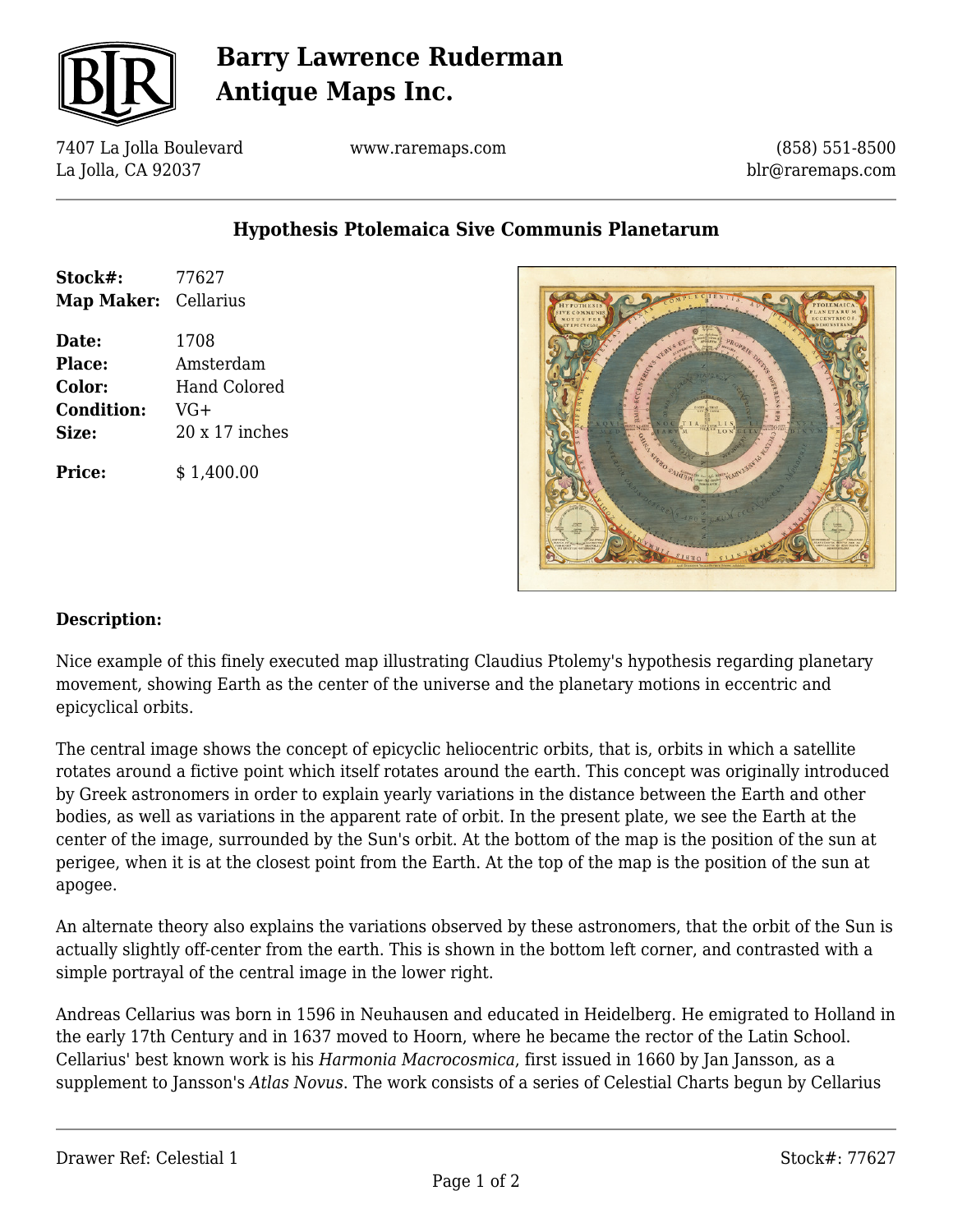# Barry Lawrence Ruderman Antique Maps Inc.

7407 La Jolla Boulevard
La Jolla, CA 92037

www.raremaps.com

(858) 551-8500
blr@raremaps.com

## Hypothesis Ptolemaica Sive Communis Planetarum

| | |
|---|---|
| **Stock#:** | 77627 |
| **Map Maker:** | Cellarius |
| **Date:** | 1708 |
| **Place:** | Amsterdam |
| **Color:** | Hand Colored |
| **Condition:** | VG+ |
| **Size:** | 20 x 17 inches |
| **Price:** | $ 1,400.00 |

**Description:**

Nice example of this finely executed map illustrating Claudius Ptolemy's hypothesis regarding planetary movement, showing Earth as the center of the universe and the planetary motions in eccentric and epicyclical orbits.

The central image shows the concept of epicyclic heliocentric orbits, that is, orbits in which a satellite rotates around a fictive point which itself rotates around the earth. This concept was originally introduced by Greek astronomers in order to explain yearly variations in the distance between the Earth and other bodies, as well as variations in the apparent rate of orbit. In the present plate, we see the Earth at the center of the image, surrounded by the Sun's orbit. At the bottom of the map is the position of the sun at perigee, when it is at the closest point from the Earth. At the top of the map is the position of the sun at apogee.

An alternate theory also explains the variations observed by these astronomers, that the orbit of the Sun is actually slightly off-center from the earth. This is shown in the bottom left corner, and contrasted with a simple portrayal of the central image in the lower right.

Andreas Cellarius was born in 1596 in Neuhausen and educated in Heidelberg. He emigrated to Holland in the early 17th Century and in 1637 moved to Hoorn, where he became the rector of the Latin School. Cellarius' best known work is his *Harmonia Macrocosmica*, first issued in 1660 by Jan Jansson, as a supplement to Jansson's *Atlas Novus*. The work consists of a series of Celestial Charts begun by Cellarius

Drawer Ref: Celestial 1

Stock#: 77627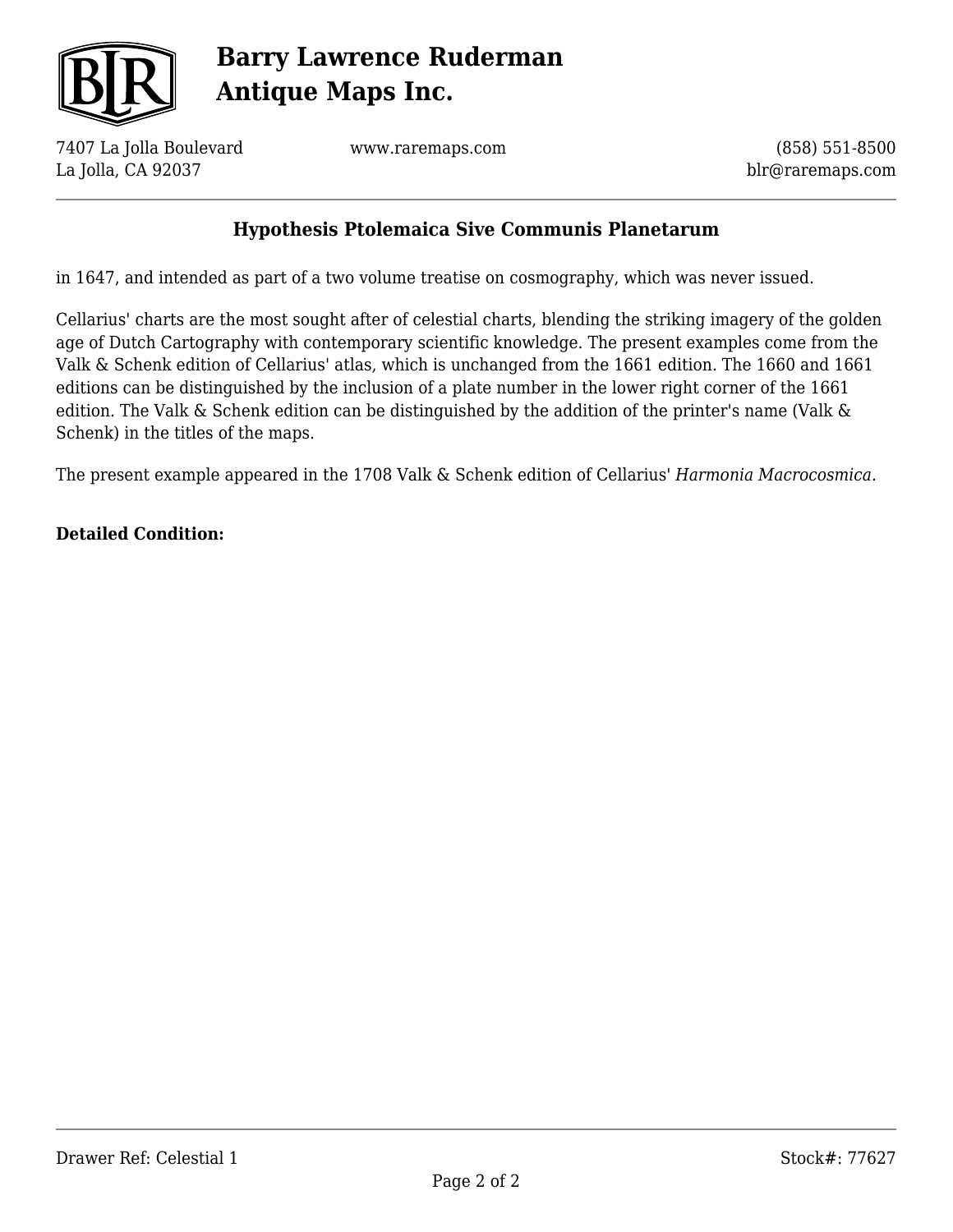## Hypothesis Ptolemaica Sive Communis Planetarum

in 1647, and intended as part of a two volume treatise on cosmography, which was never issued.

Cellarius' charts are the most sought after of celestial charts, blending the striking imagery of the golden age of Dutch Cartography with contemporary scientific knowledge. The present examples come from the Valk & Schenk edition of Cellarius' atlas, which is unchanged from the 1661 edition. The 1660 and 1661 editions can be distinguished by the inclusion of a plate number in the lower right corner of the 1661 edition. The Valk & Schenk edition can be distinguished by the addition of the printer's name (Valk & Schenk) in the titles of the maps.

The present example appeared in the 1708 Valk & Schenk edition of Cellarius' *Harmonia Macrocosmica.*

**Detailed Condition:**

Drawer Ref: Celestial 1

Stock#: 77627